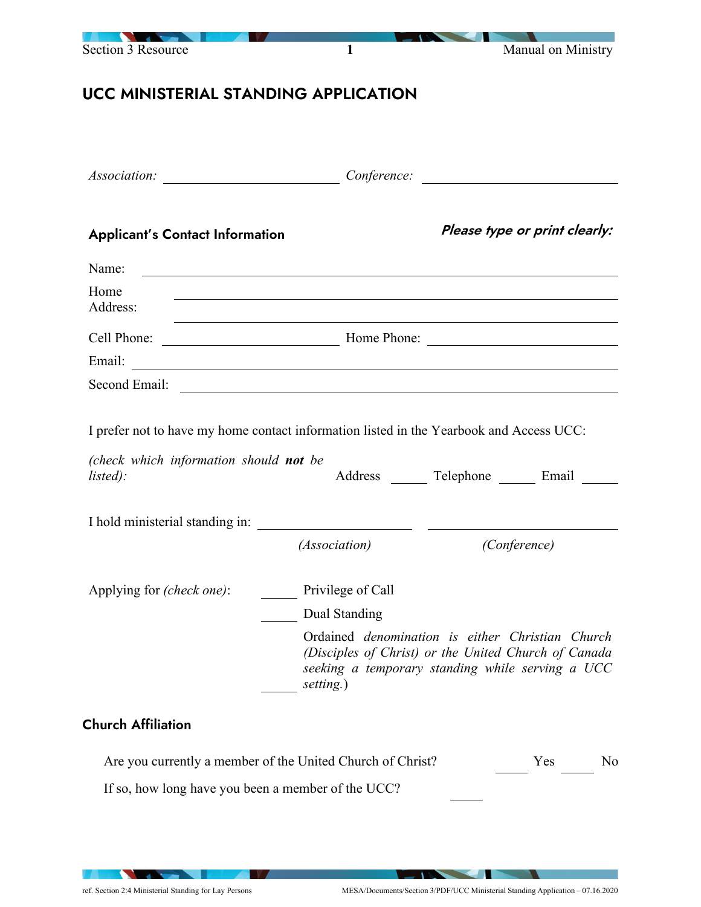# UCC MINISTERIAL STANDING APPLICATION

*Association:* ______________________ *Conference:* ______________________

## Applicant's Contact Information

***Please type or print clearly:***

Name: ______________________________________________

Home Address: ______________________________________________

______________________________________________

Cell Phone: ______________________ Home Phone: ______________________

Email: ______________________________________________

Second Email: ______________________________________________

I prefer not to have my home contact information listed in the Yearbook and Access UCC:

*(check which information should **not** be listed):* Address _____ Telephone _____ Email _____

I hold ministerial standing in: ______________________ ______________________

*(Association)* *(Conference)*

Applying for *(check one)*:

_____ Privilege of Call

_____ Dual Standing

_____ Ordained *denomination is either Christian Church (Disciples of Christ) or the United Church of Canada seeking a temporary standing while serving a UCC setting.*)

## Church Affiliation

Are you currently a member of the United Church of Christ? _____ Yes _____ No

If so, how long have you been a member of the UCC? _____

ref. Section 2:4 Ministerial Standing for Lay Persons

MESA/Documents/Section 3/PDF/UCC Ministerial Standing Application – 07.16.2020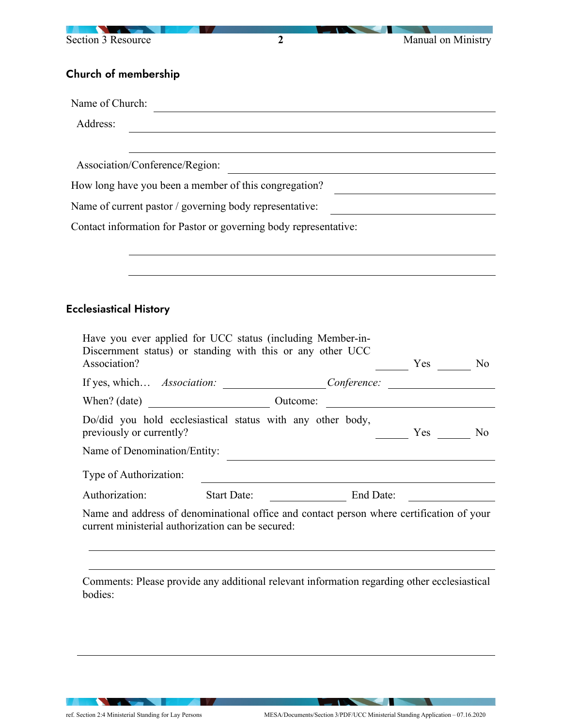## Church of membership

Name of Church: ______________________________

Address: ______________________________

______________________________

Association/Conference/Region: ______________________________

How long have you been a member of this congregation? ______________

Name of current pastor / governing body representative: ______________

Contact information for Pastor or governing body representative:

______________________________

______________________________

## Ecclesiastical History

Have you ever applied for UCC status (including Member-in-Discernment status) or standing with this or any other UCC Association? ______ Yes ______ No

If yes, which… *Association:* ______________ *Conference:* ______________

When? (date) ______________ Outcome: ______________

Do/did you hold ecclesiastical status with any other body, previously or currently? ______ Yes ______ No

Name of Denomination/Entity: ______________________________

Type of Authorization: ______________________________

Authorization: Start Date: ______________ End Date: ______________

Name and address of denominational office and contact person where certification of your current ministerial authorization can be secured:

______________________________

______________________________

Comments: Please provide any additional relevant information regarding other ecclesiastical bodies:

______________________________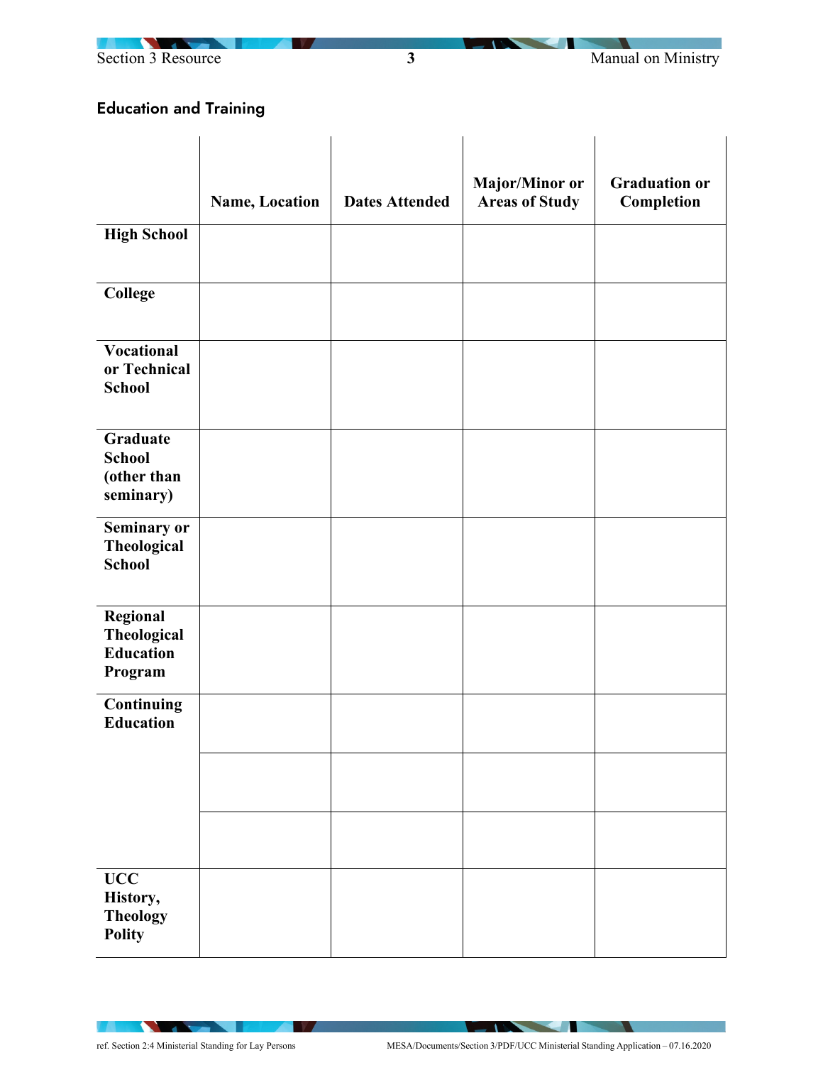## Education and Training

| | Name, Location | Dates Attended | Major/Minor or Areas of Study | Graduation or Completion |
|---|---|---|---|---|
| **High School** | | | | |
| **College** | | | | |
| **Vocational or Technical School** | | | | |
| **Graduate School (other than seminary)** | | | | |
| **Seminary or Theological School** | | | | |
| **Regional Theological Education Program** | | | | |
| **Continuing Education** | | | | |
| | | | | |
| | | | | |
| **UCC History, Theology Polity** | | | | |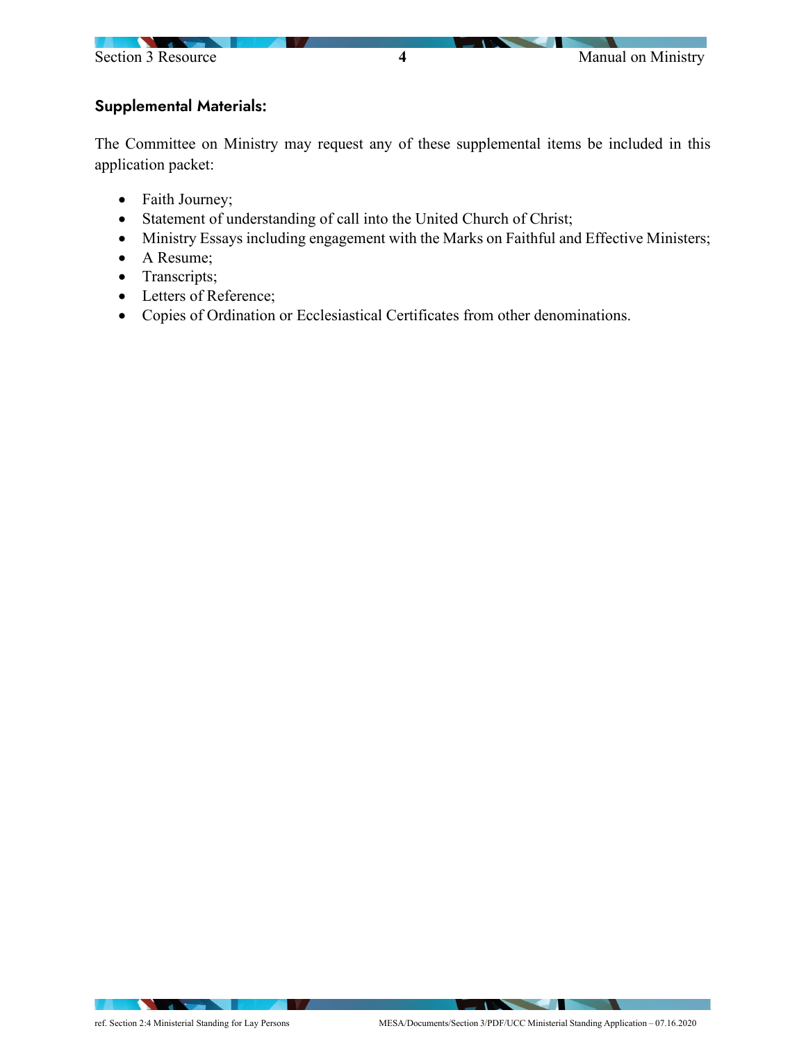## Supplemental Materials:

The Committee on Ministry may request any of these supplemental items be included in this application packet:

- Faith Journey;
- Statement of understanding of call into the United Church of Christ;
- Ministry Essays including engagement with the Marks on Faithful and Effective Ministers;
- A Resume;
- Transcripts;
- Letters of Reference;
- Copies of Ordination or Ecclesiastical Certificates from other denominations.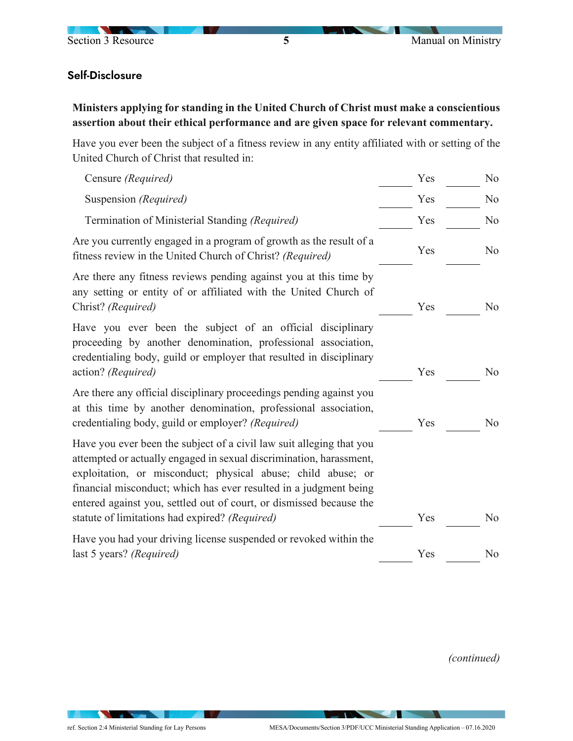## Self-Disclosure

**Ministers applying for standing in the United Church of Christ must make a conscientious assertion about their ethical performance and are given space for relevant commentary.**

Have you ever been the subject of a fitness review in any entity affiliated with or setting of the United Church of Christ that resulted in:

| | | |
|---|---|---|
| Censure *(Required)* | ______ Yes | ______ No |
| Suspension *(Required)* | ______ Yes | ______ No |
| Termination of Ministerial Standing *(Required)* | ______ Yes | ______ No |
| Are you currently engaged in a program of growth as the result of a fitness review in the United Church of Christ? *(Required)* | ______ Yes | ______ No |
| Are there any fitness reviews pending against you at this time by any setting or entity of or affiliated with the United Church of Christ? *(Required)* | ______ Yes | ______ No |
| Have you ever been the subject of an official disciplinary proceeding by another denomination, professional association, credentialing body, guild or employer that resulted in disciplinary action? *(Required)* | ______ Yes | ______ No |
| Are there any official disciplinary proceedings pending against you at this time by another denomination, professional association, credentialing body, guild or employer? *(Required)* | ______ Yes | ______ No |
| Have you ever been the subject of a civil law suit alleging that you attempted or actually engaged in sexual discrimination, harassment, exploitation, or misconduct; physical abuse; child abuse; or financial misconduct; which has ever resulted in a judgment being entered against you, settled out of court, or dismissed because the statute of limitations had expired? *(Required)* | ______ Yes | ______ No |
| Have you had your driving license suspended or revoked within the last 5 years? *(Required)* | ______ Yes | ______ No |

*(continued)*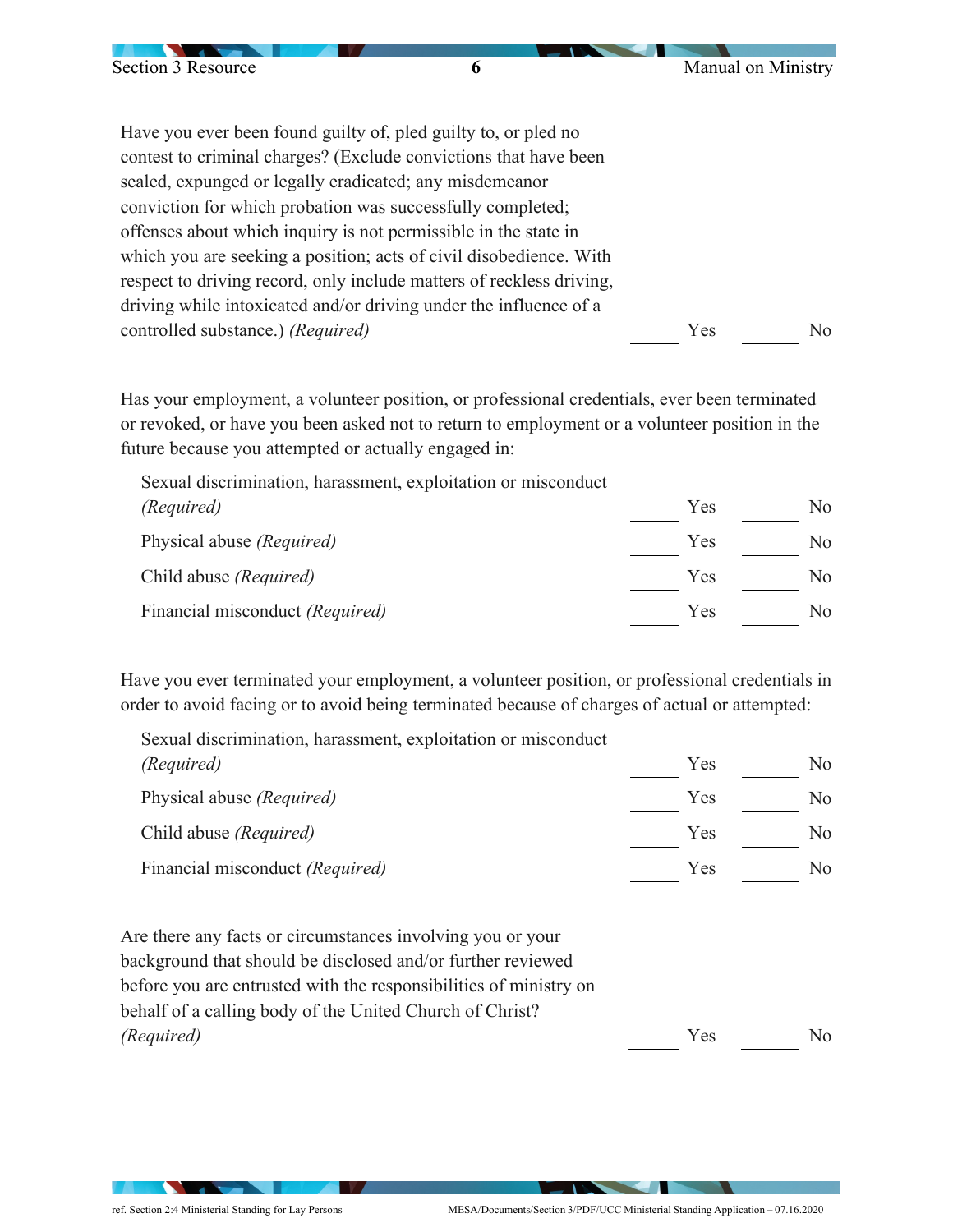Have you ever been found guilty of, pled guilty to, or pled no contest to criminal charges? (Exclude convictions that have been sealed, expunged or legally eradicated; any misdemeanor conviction for which probation was successfully completed; offenses about which inquiry is not permissible in the state in which you are seeking a position; acts of civil disobedience. With respect to driving record, only include matters of reckless driving, driving while intoxicated and/or driving under the influence of a controlled substance.) *(Required)* _____ Yes _____ No

Has your employment, a volunteer position, or professional credentials, ever been terminated or revoked, or have you been asked not to return to employment or a volunteer position in the future because you attempted or actually engaged in:

- Sexual discrimination, harassment, exploitation or misconduct *(Required)* _____ Yes _____ No
- Physical abuse *(Required)* _____ Yes _____ No
- Child abuse *(Required)* _____ Yes _____ No
- Financial misconduct *(Required)* _____ Yes _____ No

Have you ever terminated your employment, a volunteer position, or professional credentials in order to avoid facing or to avoid being terminated because of charges of actual or attempted:

- Sexual discrimination, harassment, exploitation or misconduct *(Required)* _____ Yes _____ No
- Physical abuse *(Required)* _____ Yes _____ No
- Child abuse *(Required)* _____ Yes _____ No
- Financial misconduct *(Required)* _____ Yes _____ No

Are there any facts or circumstances involving you or your background that should be disclosed and/or further reviewed before you are entrusted with the responsibilities of ministry on behalf of a calling body of the United Church of Christ? *(Required)* _____ Yes _____ No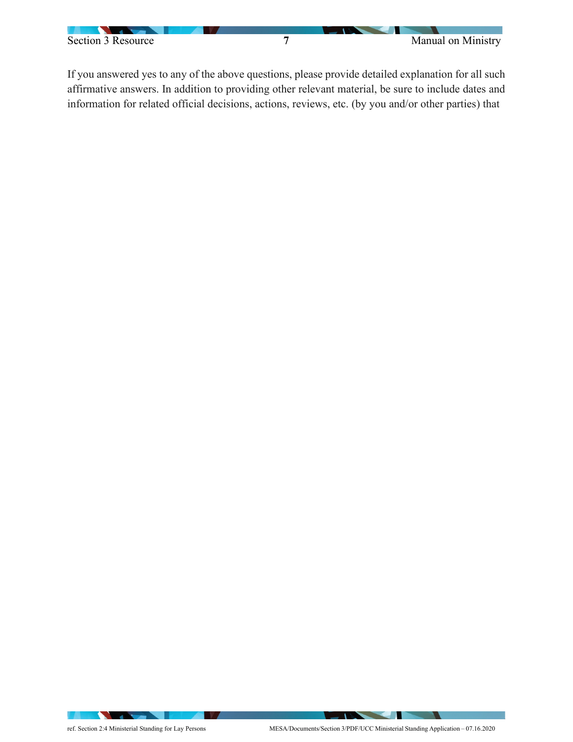If you answered yes to any of the above questions, please provide detailed explanation for all such affirmative answers. In addition to providing other relevant material, be sure to include dates and information for related official decisions, actions, reviews, etc. (by you and/or other parties) that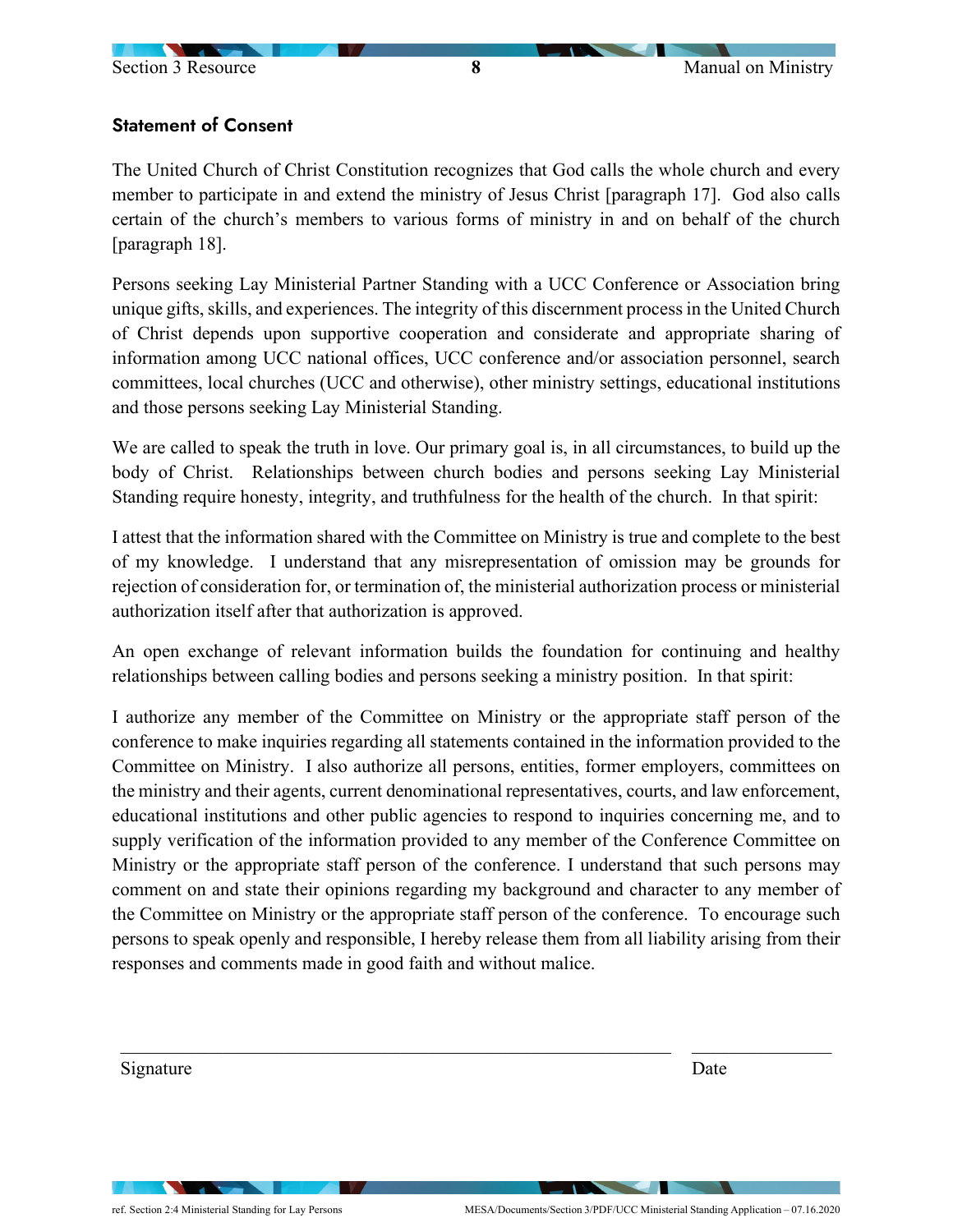## Statement of Consent

The United Church of Christ Constitution recognizes that God calls the whole church and every member to participate in and extend the ministry of Jesus Christ [paragraph 17]. God also calls certain of the church's members to various forms of ministry in and on behalf of the church [paragraph 18].

Persons seeking Lay Ministerial Partner Standing with a UCC Conference or Association bring unique gifts, skills, and experiences. The integrity of this discernment process in the United Church of Christ depends upon supportive cooperation and considerate and appropriate sharing of information among UCC national offices, UCC conference and/or association personnel, search committees, local churches (UCC and otherwise), other ministry settings, educational institutions and those persons seeking Lay Ministerial Standing.

We are called to speak the truth in love. Our primary goal is, in all circumstances, to build up the body of Christ. Relationships between church bodies and persons seeking Lay Ministerial Standing require honesty, integrity, and truthfulness for the health of the church. In that spirit:

I attest that the information shared with the Committee on Ministry is true and complete to the best of my knowledge. I understand that any misrepresentation of omission may be grounds for rejection of consideration for, or termination of, the ministerial authorization process or ministerial authorization itself after that authorization is approved.

An open exchange of relevant information builds the foundation for continuing and healthy relationships between calling bodies and persons seeking a ministry position. In that spirit:

I authorize any member of the Committee on Ministry or the appropriate staff person of the conference to make inquiries regarding all statements contained in the information provided to the Committee on Ministry. I also authorize all persons, entities, former employers, committees on the ministry and their agents, current denominational representatives, courts, and law enforcement, educational institutions and other public agencies to respond to inquiries concerning me, and to supply verification of the information provided to any member of the Conference Committee on Ministry or the appropriate staff person of the conference. I understand that such persons may comment on and state their opinions regarding my background and character to any member of the Committee on Ministry or the appropriate staff person of the conference. To encourage such persons to speak openly and responsible, I hereby release them from all liability arising from their responses and comments made in good faith and without malice.

_______________________________________________ &nbsp;&nbsp;&nbsp; ______________

Signature &nbsp;&nbsp;&nbsp;&nbsp;&nbsp;&nbsp;&nbsp;&nbsp;&nbsp;&nbsp;&nbsp;&nbsp;&nbsp;&nbsp;&nbsp;&nbsp;&nbsp;&nbsp;&nbsp;&nbsp;&nbsp;&nbsp;&nbsp;&nbsp;&nbsp;&nbsp;&nbsp;&nbsp;&nbsp;&nbsp;&nbsp;&nbsp;&nbsp;&nbsp;&nbsp;&nbsp;&nbsp;&nbsp;&nbsp;&nbsp; Date

ref. Section 2:4 Ministerial Standing for Lay Persons

MESA/Documents/Section 3/PDF/UCC Ministerial Standing Application – 07.16.2020